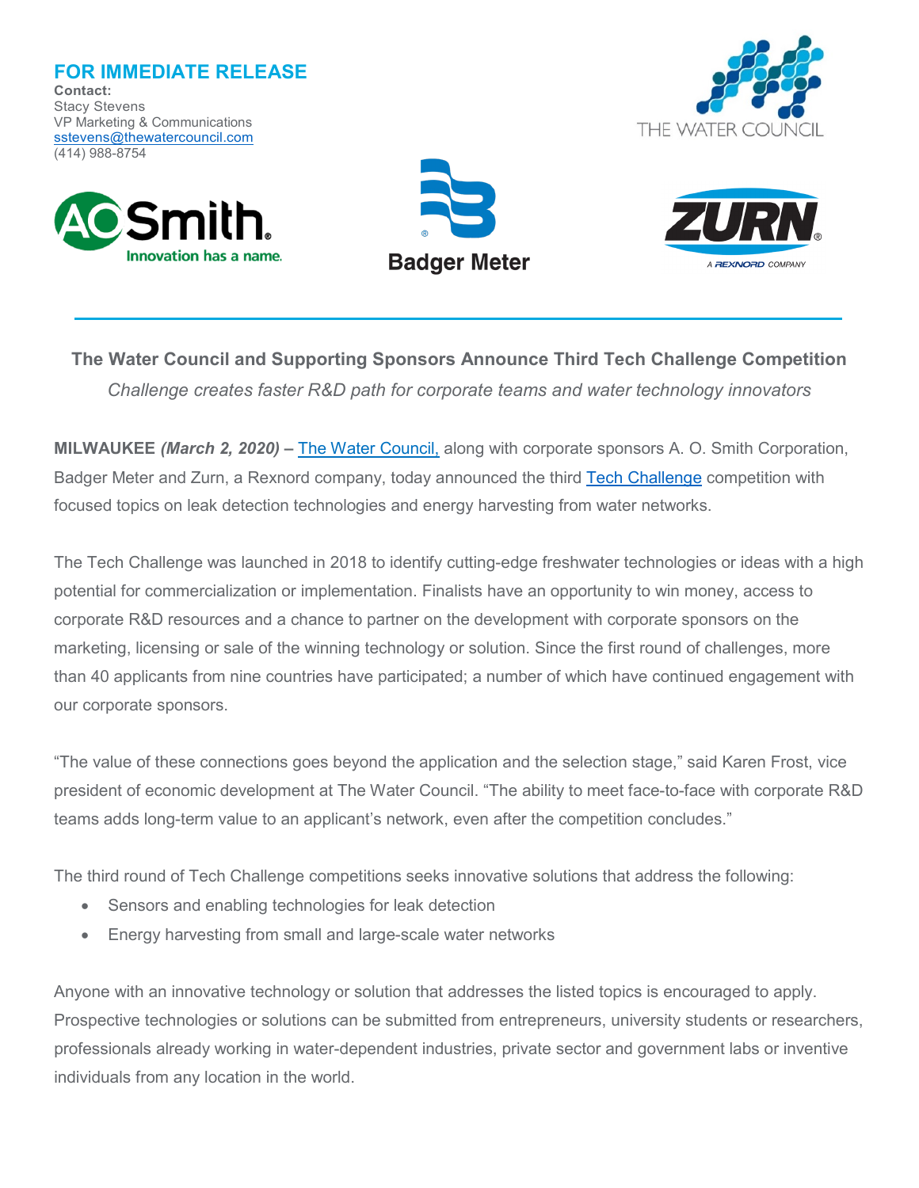**FOR IMMEDIATE RELEASE**

**Contact:**
Stacy Stevens
VP Marketing & Communications
sstevens@thewatercouncil.com
(414) 988-8754

## The Water Council and Supporting Sponsors Announce Third Tech Challenge Competition

*Challenge creates faster R&D path for corporate teams and water technology innovators*

**MILWAUKEE** ***(March 2, 2020)*** **–** The Water Council, along with corporate sponsors A. O. Smith Corporation, Badger Meter and Zurn, a Rexnord company, today announced the third Tech Challenge competition with focused topics on leak detection technologies and energy harvesting from water networks.

The Tech Challenge was launched in 2018 to identify cutting-edge freshwater technologies or ideas with a high potential for commercialization or implementation. Finalists have an opportunity to win money, access to corporate R&D resources and a chance to partner on the development with corporate sponsors on the marketing, licensing or sale of the winning technology or solution. Since the first round of challenges, more than 40 applicants from nine countries have participated; a number of which have continued engagement with our corporate sponsors.

"The value of these connections goes beyond the application and the selection stage," said Karen Frost, vice president of economic development at The Water Council. "The ability to meet face-to-face with corporate R&D teams adds long-term value to an applicant's network, even after the competition concludes."

The third round of Tech Challenge competitions seeks innovative solutions that address the following:

- Sensors and enabling technologies for leak detection
- Energy harvesting from small and large-scale water networks

Anyone with an innovative technology or solution that addresses the listed topics is encouraged to apply. Prospective technologies or solutions can be submitted from entrepreneurs, university students or researchers, professionals already working in water-dependent industries, private sector and government labs or inventive individuals from any location in the world.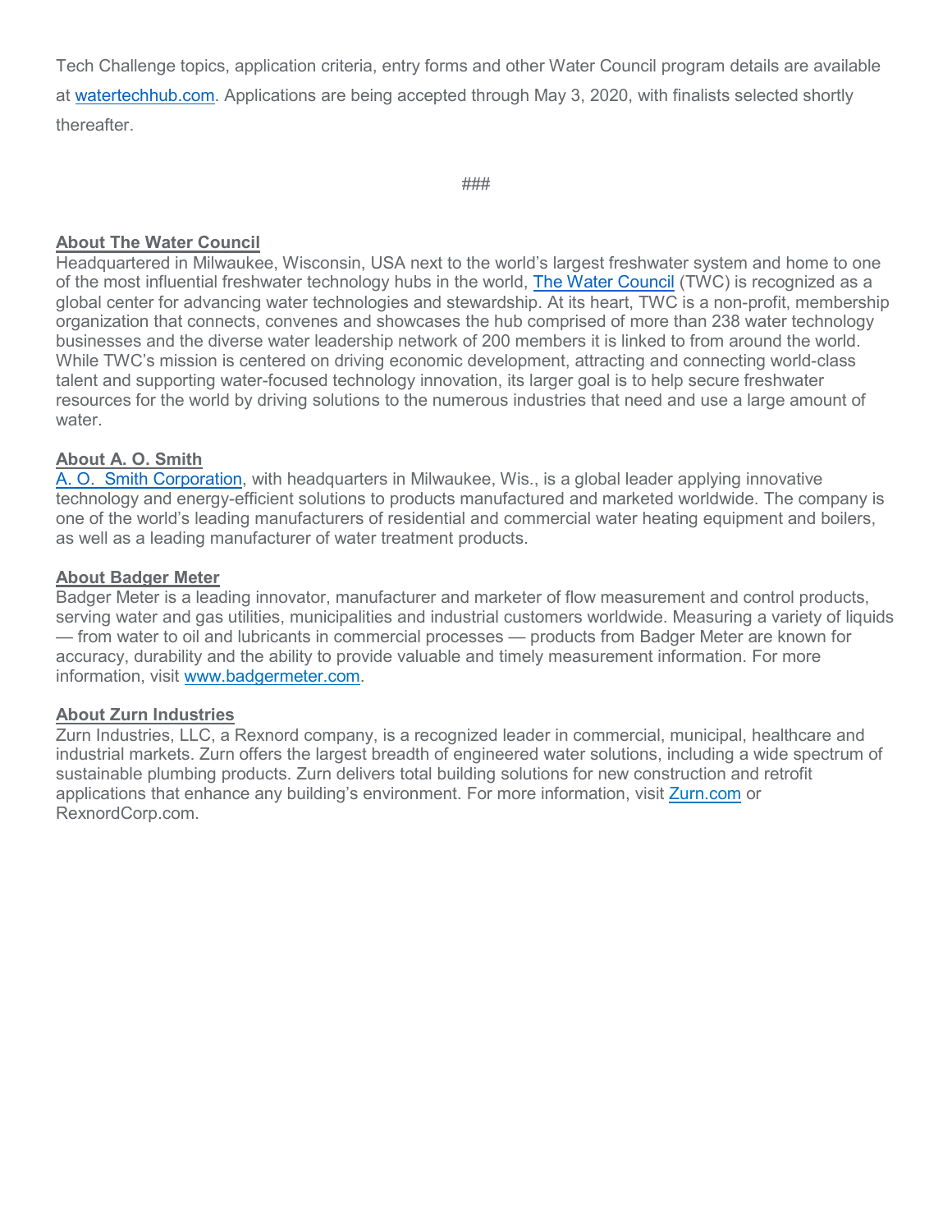Tech Challenge topics, application criteria, entry forms and other Water Council program details are available at watertechhub.com. Applications are being accepted through May 3, 2020, with finalists selected shortly thereafter.

###

## About The Water Council

Headquartered in Milwaukee, Wisconsin, USA next to the world's largest freshwater system and home to one of the most influential freshwater technology hubs in the world, The Water Council (TWC) is recognized as a global center for advancing water technologies and stewardship. At its heart, TWC is a non-profit, membership organization that connects, convenes and showcases the hub comprised of more than 238 water technology businesses and the diverse water leadership network of 200 members it is linked to from around the world. While TWC's mission is centered on driving economic development, attracting and connecting world-class talent and supporting water-focused technology innovation, its larger goal is to help secure freshwater resources for the world by driving solutions to the numerous industries that need and use a large amount of water.

## About A. O. Smith

A. O. Smith Corporation, with headquarters in Milwaukee, Wis., is a global leader applying innovative technology and energy-efficient solutions to products manufactured and marketed worldwide. The company is one of the world's leading manufacturers of residential and commercial water heating equipment and boilers, as well as a leading manufacturer of water treatment products.

## About Badger Meter

Badger Meter is a leading innovator, manufacturer and marketer of flow measurement and control products, serving water and gas utilities, municipalities and industrial customers worldwide. Measuring a variety of liquids — from water to oil and lubricants in commercial processes — products from Badger Meter are known for accuracy, durability and the ability to provide valuable and timely measurement information. For more information, visit www.badgermeter.com.

## About Zurn Industries

Zurn Industries, LLC, a Rexnord company, is a recognized leader in commercial, municipal, healthcare and industrial markets. Zurn offers the largest breadth of engineered water solutions, including a wide spectrum of sustainable plumbing products. Zurn delivers total building solutions for new construction and retrofit applications that enhance any building's environment. For more information, visit Zurn.com or RexnordCorp.com.